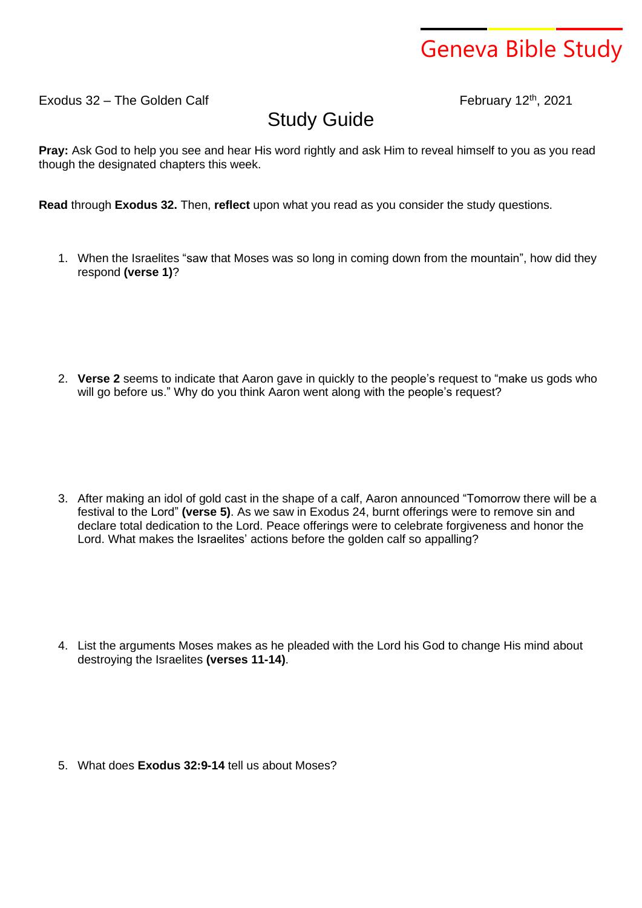Geneva Bible Study

Exodus 32 – The Golden Calf

February 12th, 2021

# Study Guide

**Pray:** Ask God to help you see and hear His word rightly and ask Him to reveal himself to you as you read though the designated chapters this week.

**Read** through **Exodus 32.** Then, **reflect** upon what you read as you consider the study questions.

1. When the Israelites "saw that Moses was so long in coming down from the mountain", how did they respond **(verse 1)**?

2. **Verse 2** seems to indicate that Aaron gave in quickly to the people's request to "make us gods who will go before us." Why do you think Aaron went along with the people's request?

3. After making an idol of gold cast in the shape of a calf, Aaron announced "Tomorrow there will be a festival to the Lord" **(verse 5)**. As we saw in Exodus 24, burnt offerings were to remove sin and declare total dedication to the Lord. Peace offerings were to celebrate forgiveness and honor the Lord. What makes the Israelites' actions before the golden calf so appalling?

4. List the arguments Moses makes as he pleaded with the Lord his God to change His mind about destroying the Israelites **(verses 11-14)**.

5. What does **Exodus 32:9-14** tell us about Moses?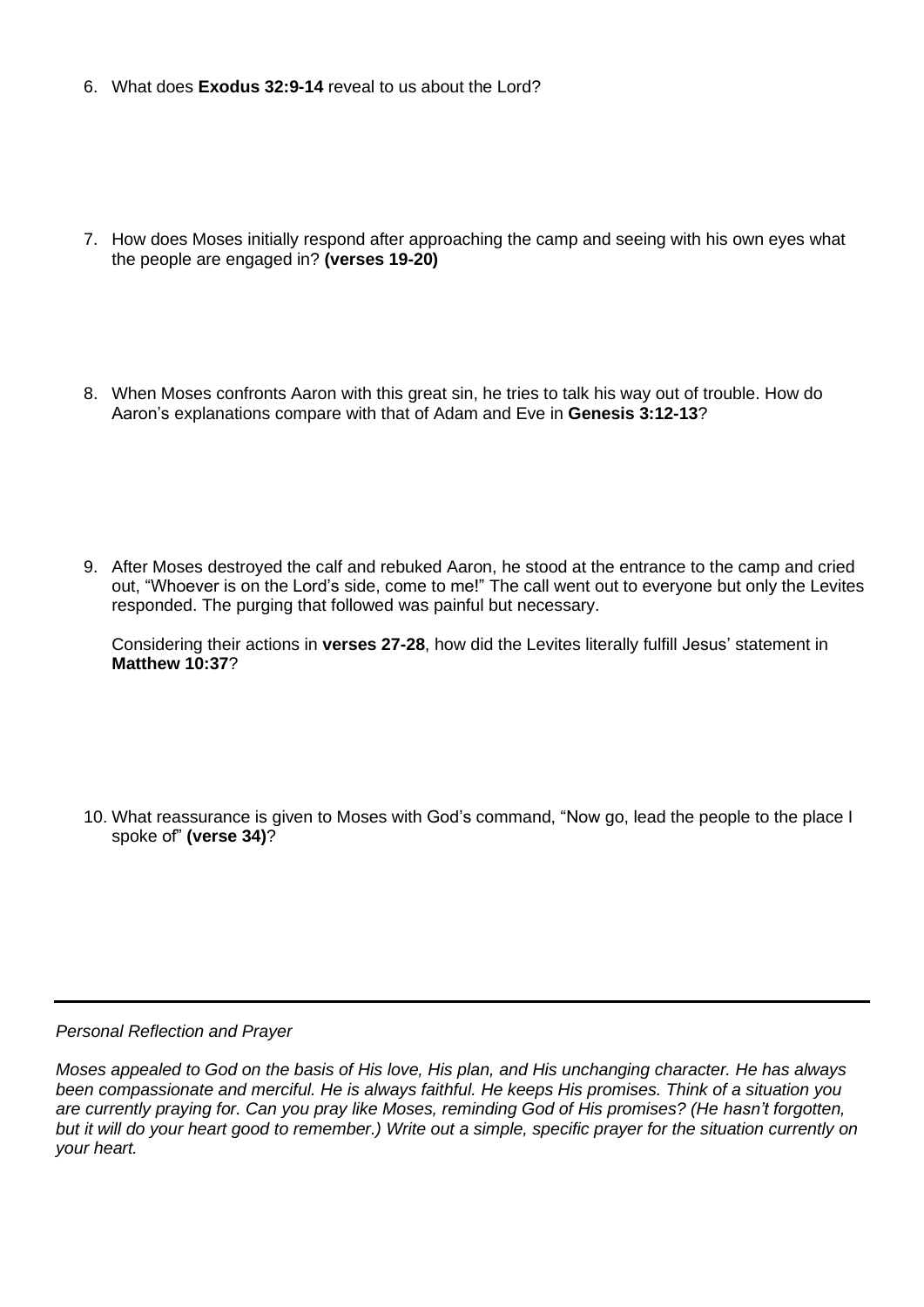6. What does **Exodus 32:9-14** reveal to us about the Lord?

7. How does Moses initially respond after approaching the camp and seeing with his own eyes what the people are engaged in? **(verses 19-20)**

8. When Moses confronts Aaron with this great sin, he tries to talk his way out of trouble. How do Aaron's explanations compare with that of Adam and Eve in **Genesis 3:12-13**?

9. After Moses destroyed the calf and rebuked Aaron, he stood at the entrance to the camp and cried out, "Whoever is on the Lord's side, come to me!" The call went out to everyone but only the Levites responded. The purging that followed was painful but necessary.

   Considering their actions in **verses 27-28**, how did the Levites literally fulfill Jesus' statement in **Matthew 10:37**?

10. What reassurance is given to Moses with God's command, "Now go, lead the people to the place I spoke of" **(verse 34)**?

---

*Personal Reflection and Prayer*

*Moses appealed to God on the basis of His love, His plan, and His unchanging character. He has always been compassionate and merciful. He is always faithful. He keeps His promises. Think of a situation you are currently praying for. Can you pray like Moses, reminding God of His promises? (He hasn't forgotten, but it will do your heart good to remember.) Write out a simple, specific prayer for the situation currently on your heart.*